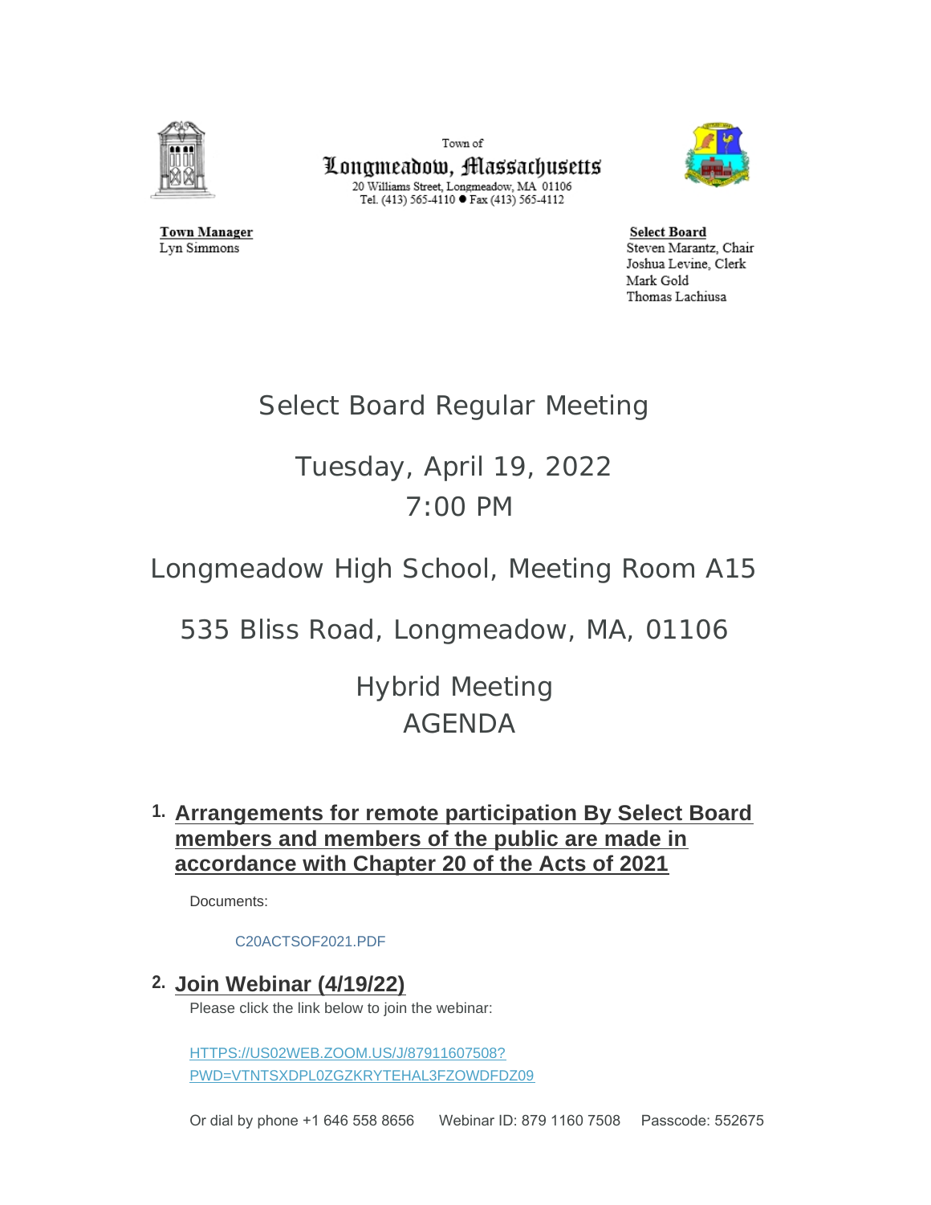Town of

**Longmeadow, Massachusetts**

20 Williams Street, Longmeadow, MA 01106
Tel. (413) 565-4110 ● Fax (413) 565-4112

**Town Manager**
Lyn Simmons

**Select Board**
Steven Marantz, Chair
Joshua Levine, Clerk
Mark Gold
Thomas Lachiusa

# Select Board Regular Meeting

## Tuesday, April 19, 2022
## 7:00 PM

## Longmeadow High School, Meeting Room A15

## 535 Bliss Road, Longmeadow, MA, 01106

## Hybrid Meeting
## AGENDA

### 1. Arrangements for remote participation By Select Board members and members of the public are made in accordance with Chapter 20 of the Acts of 2021

Documents:

C20ACTSOF2021.PDF

### 2. Join Webinar (4/19/22)

Please click the link below to join the webinar:

HTTPS://US02WEB.ZOOM.US/J/87911607508?PWD=VTNTSXDPL0ZGZKRYTEHAL3FZOWDFDZ09

Or dial by phone +1 646 558 8656 Webinar ID: 879 1160 7508 Passcode: 552675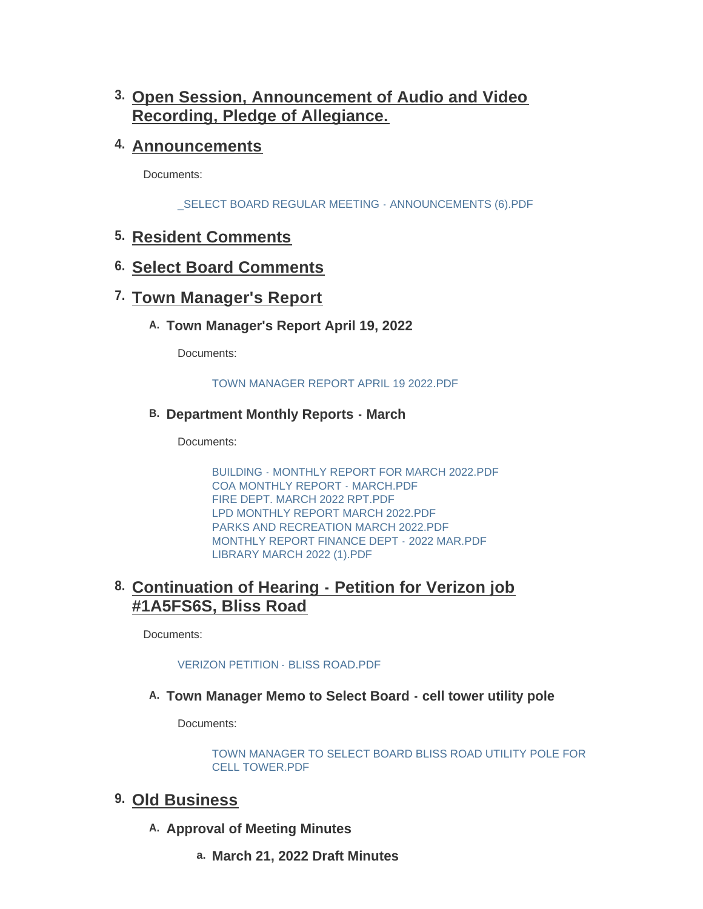## 3. Open Session, Announcement of Audio and Video Recording, Pledge of Allegiance.

## 4. Announcements

Documents:

_SELECT BOARD REGULAR MEETING - ANNOUNCEMENTS (6).PDF

## 5. Resident Comments

## 6. Select Board Comments

## 7. Town Manager's Report

### A. Town Manager's Report April 19, 2022

Documents:

TOWN MANAGER REPORT APRIL 19 2022.PDF

### B. Department Monthly Reports - March

Documents:

BUILDING - MONTHLY REPORT FOR MARCH 2022.PDF
COA MONTHLY REPORT - MARCH.PDF
FIRE DEPT. MARCH 2022 RPT.PDF
LPD MONTHLY REPORT MARCH 2022.PDF
PARKS AND RECREATION MARCH 2022.PDF
MONTHLY REPORT FINANCE DEPT - 2022 MAR.PDF
LIBRARY MARCH 2022 (1).PDF

## 8. Continuation of Hearing - Petition for Verizon job #1A5FS6S, Bliss Road

Documents:

VERIZON PETITION - BLISS ROAD.PDF

### A. Town Manager Memo to Select Board - cell tower utility pole

Documents:

TOWN MANAGER TO SELECT BOARD BLISS ROAD UTILITY POLE FOR CELL TOWER.PDF

## 9. Old Business

### A. Approval of Meeting Minutes

#### a. March 21, 2022 Draft Minutes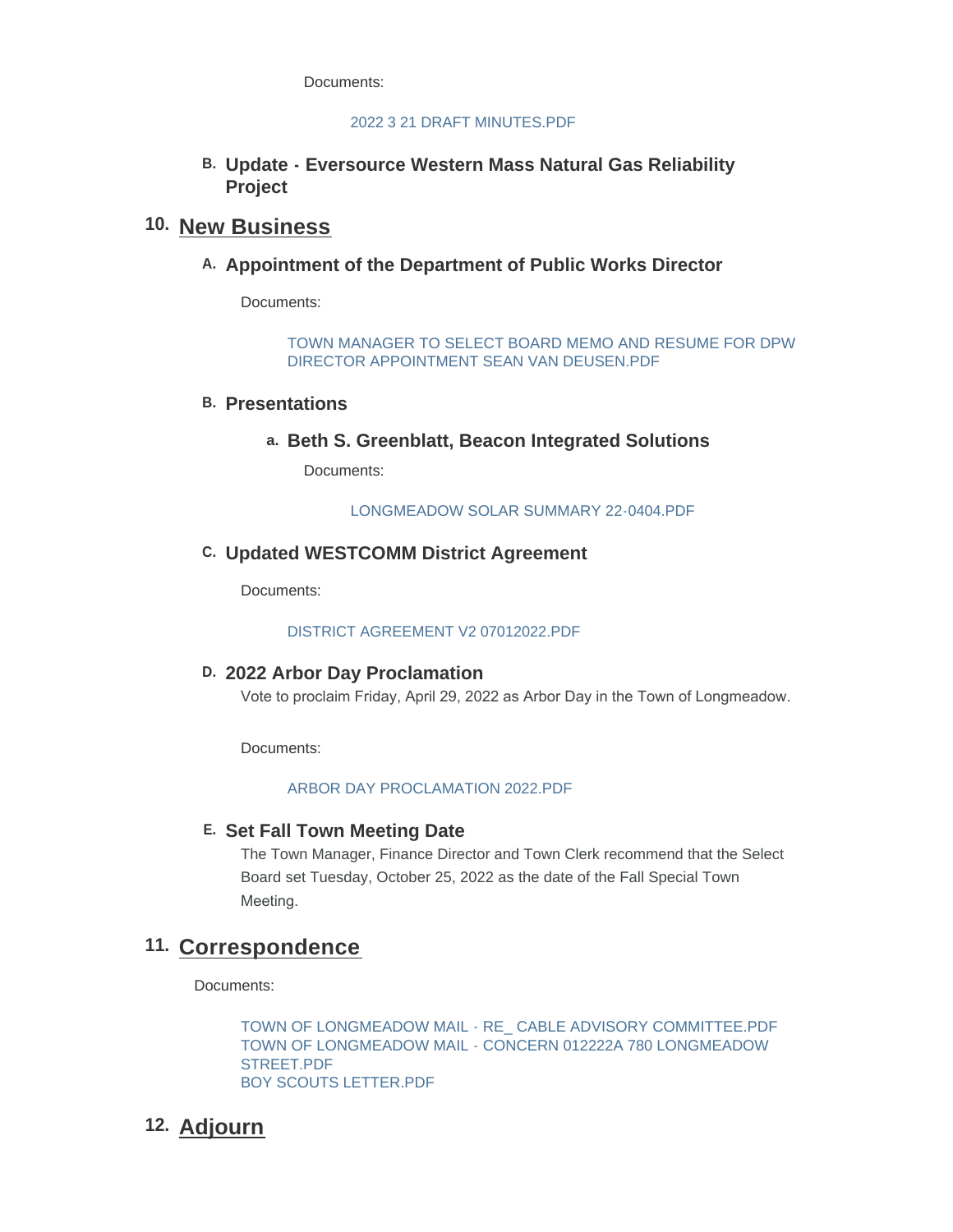Documents:

2022 3 21 DRAFT MINUTES.PDF

### B. Update - Eversource Western Mass Natural Gas Reliability Project

## 10. New Business

### A. Appointment of the Department of Public Works Director

Documents:

TOWN MANAGER TO SELECT BOARD MEMO AND RESUME FOR DPW DIRECTOR APPOINTMENT SEAN VAN DEUSEN.PDF

### B. Presentations

#### a. Beth S. Greenblatt, Beacon Integrated Solutions

Documents:

LONGMEADOW SOLAR SUMMARY 22-0404.PDF

### C. Updated WESTCOMM District Agreement

Documents:

DISTRICT AGREEMENT V2 07012022.PDF

### D. 2022 Arbor Day Proclamation

Vote to proclaim Friday, April 29, 2022 as Arbor Day in the Town of Longmeadow.

Documents:

ARBOR DAY PROCLAMATION 2022.PDF

### E. Set Fall Town Meeting Date

The Town Manager, Finance Director and Town Clerk recommend that the Select Board set Tuesday, October 25, 2022 as the date of the Fall Special Town Meeting.

## 11. Correspondence

Documents:

TOWN OF LONGMEADOW MAIL - RE_ CABLE ADVISORY COMMITTEE.PDF
TOWN OF LONGMEADOW MAIL - CONCERN 012222A 780 LONGMEADOW STREET.PDF
BOY SCOUTS LETTER.PDF

## 12. Adjourn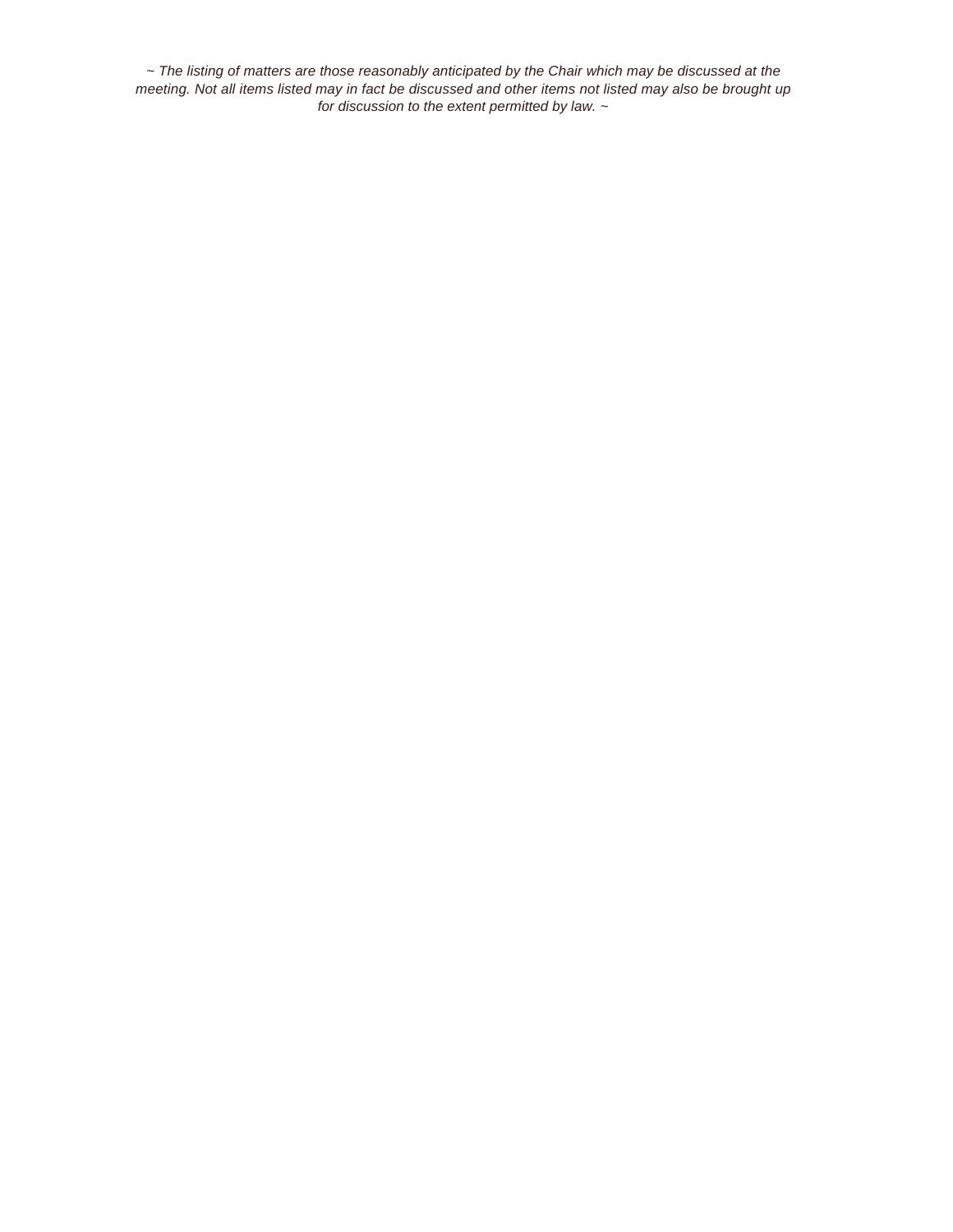*~ The listing of matters are those reasonably anticipated by the Chair which may be discussed at the meeting. Not all items listed may in fact be discussed and other items not listed may also be brought up for discussion to the extent permitted by law. ~*